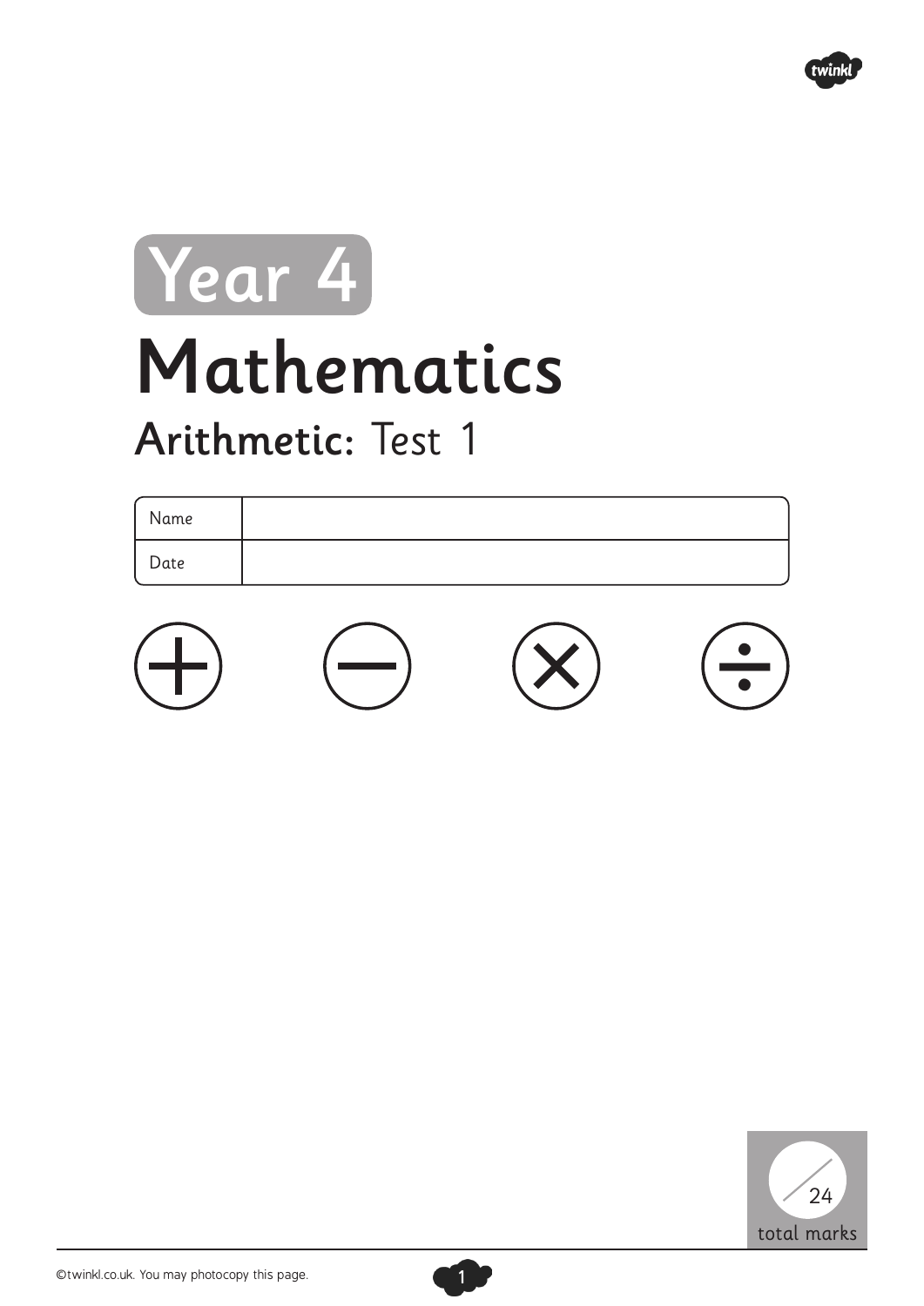# Year 4

# Mathematics

## **Arithmetic:** Test 1

| Name | |
|---|---|
| Date | |

$+$ $-$ $\times$ $\div$

/24 total marks

©twinkl.co.uk. You may photocopy this page.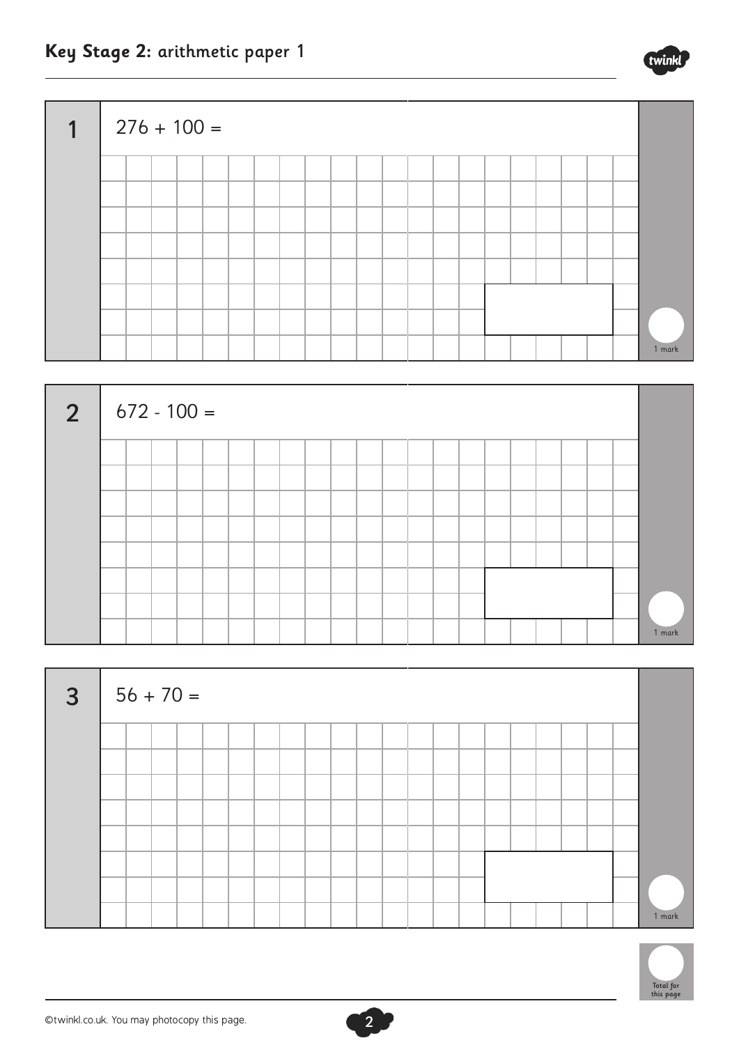**1** $276 + 100 =$

1 mark

**2** $672 - 100 =$

1 mark

**3** $56 + 70 =$

1 mark

Total for this page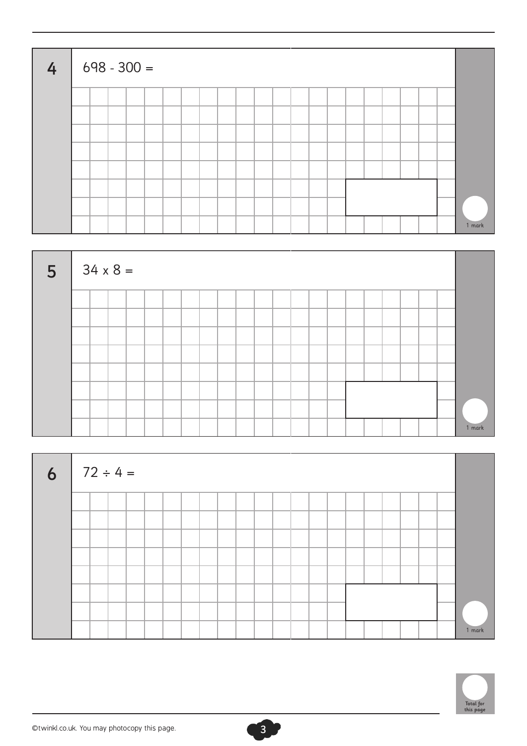**4**

$698 - 300 =$

1 mark

**5**

$34 \times 8 =$

1 mark

**6**

$72 \div 4 =$

1 mark

Total for this page

©twinkl.co.uk. You may photocopy this page.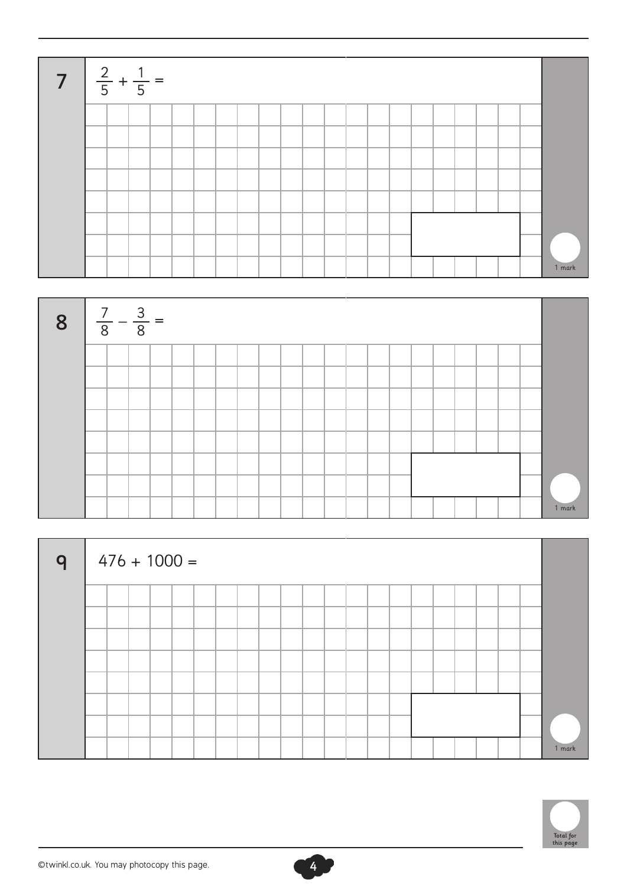**7** $\frac{2}{5} + \frac{1}{5} =$

1 mark

**8** $\frac{7}{8} - \frac{3}{8} =$

1 mark

**9** $476 + 1000 =$

1 mark

Total for this page

©twinkl.co.uk. You may photocopy this page.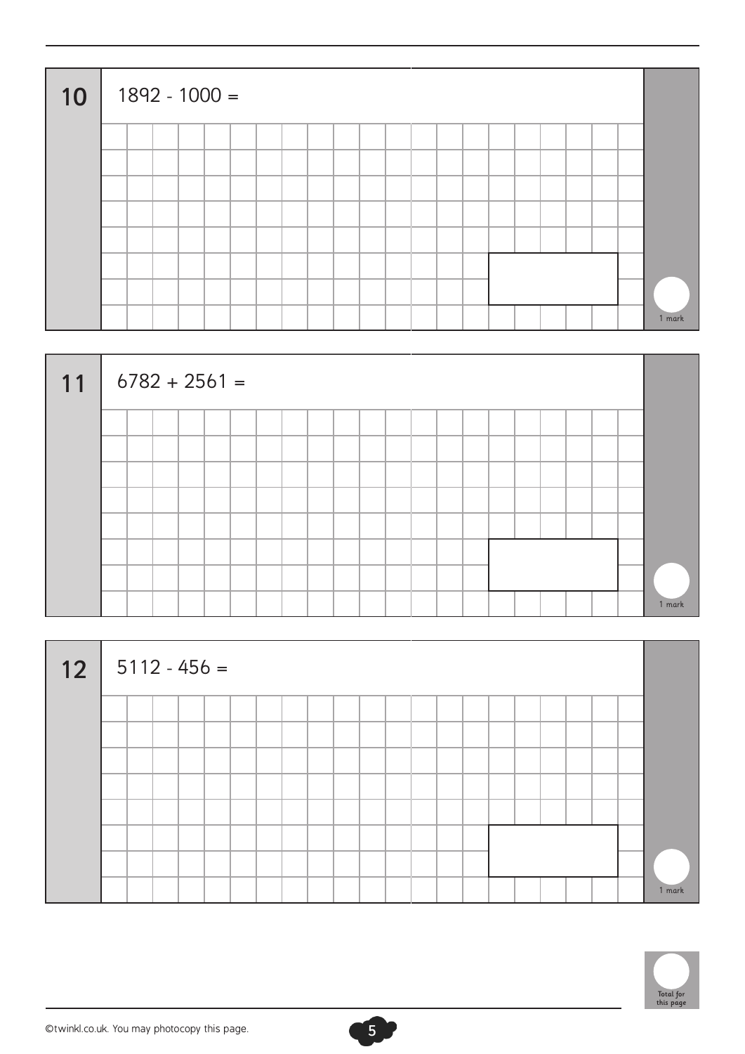**10**

$1892 - 1000 =$

1 mark

**11**

$6782 + 2561 =$

1 mark

**12**

$5112 - 456 =$

1 mark

Total for this page

©twinkl.co.uk. You may photocopy this page.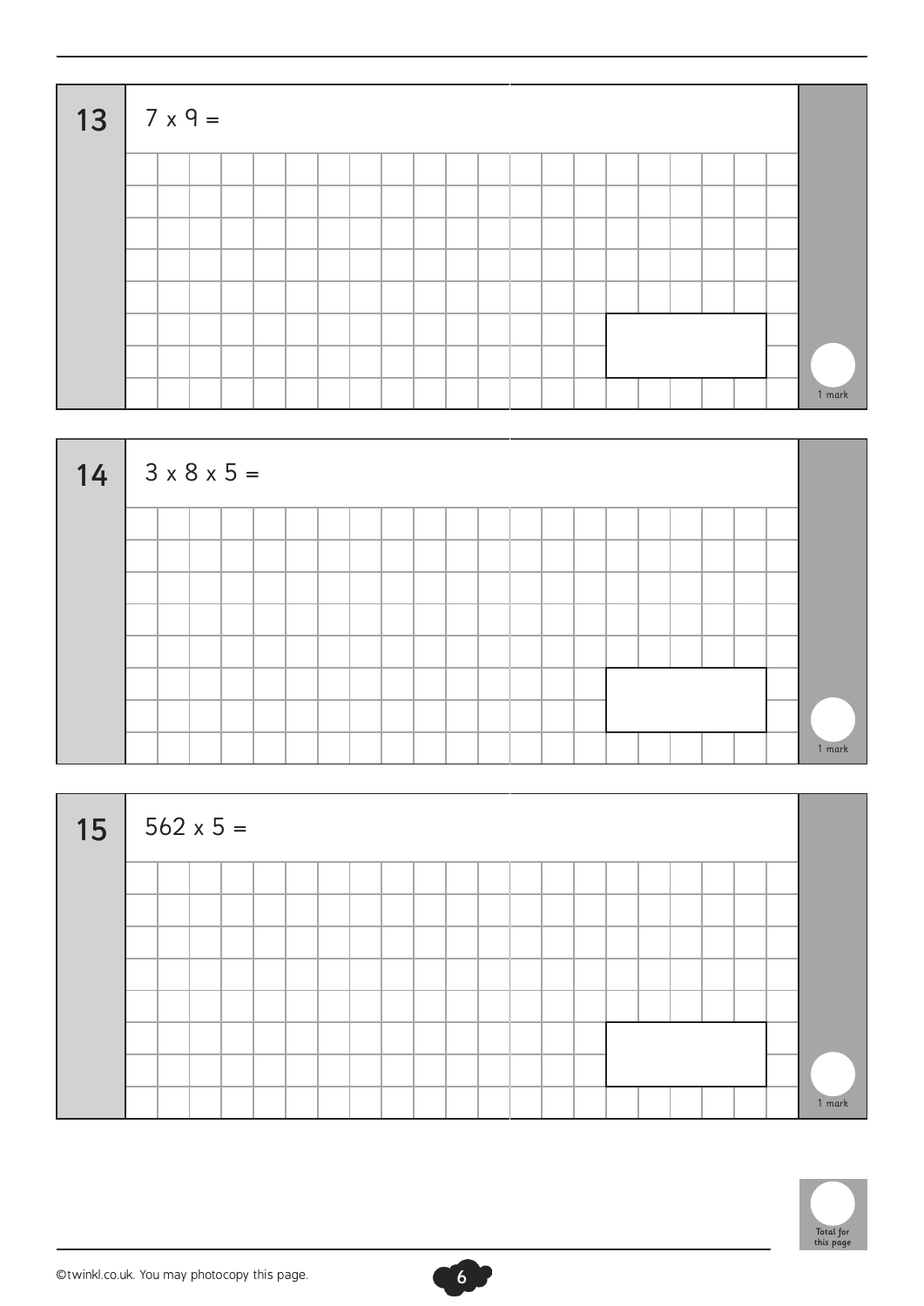**13** $7 \times 9 =$

1 mark

**14** $3 \times 8 \times 5 =$

1 mark

**15** $562 \times 5 =$

1 mark

Total for this page

©twinkl.co.uk. You may photocopy this page.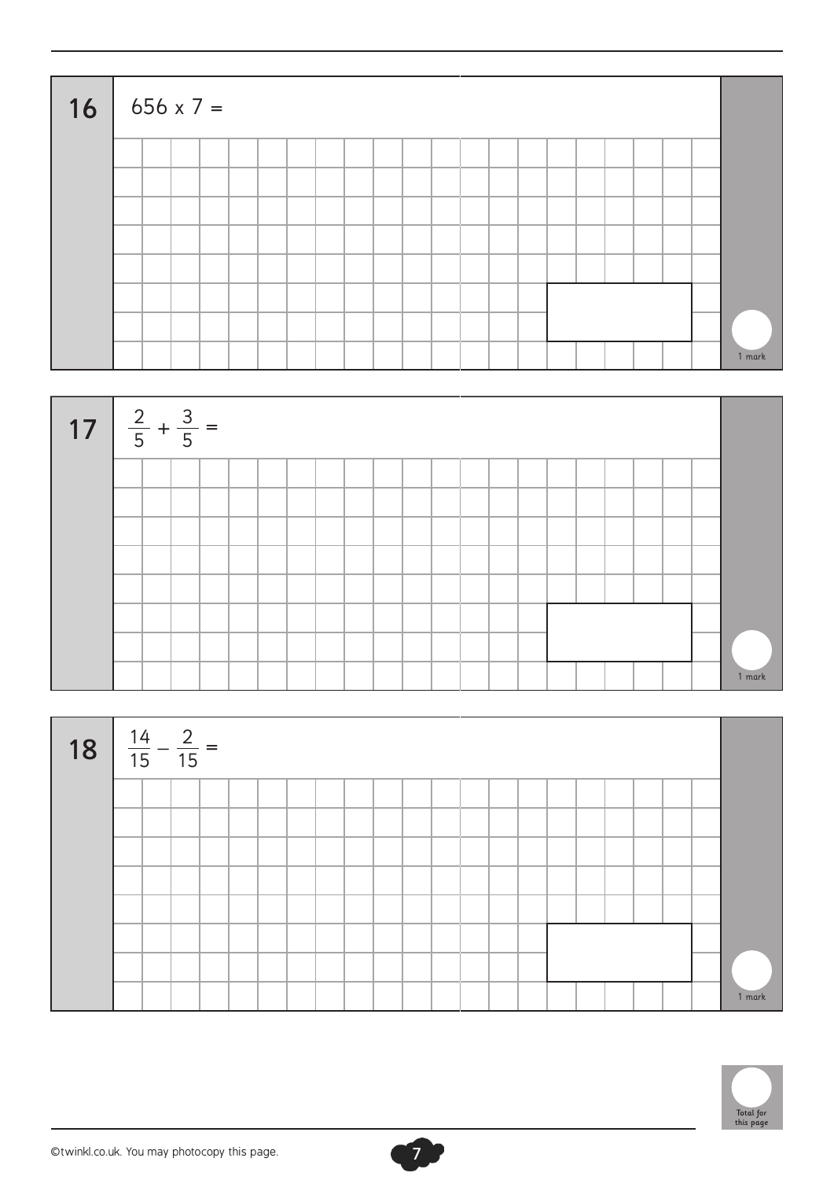**16** $656 \times 7 =$

1 mark

**17** $\frac{2}{5} + \frac{3}{5} =$

1 mark

**18** $\frac{14}{15} - \frac{2}{15} =$

1 mark

Total for this page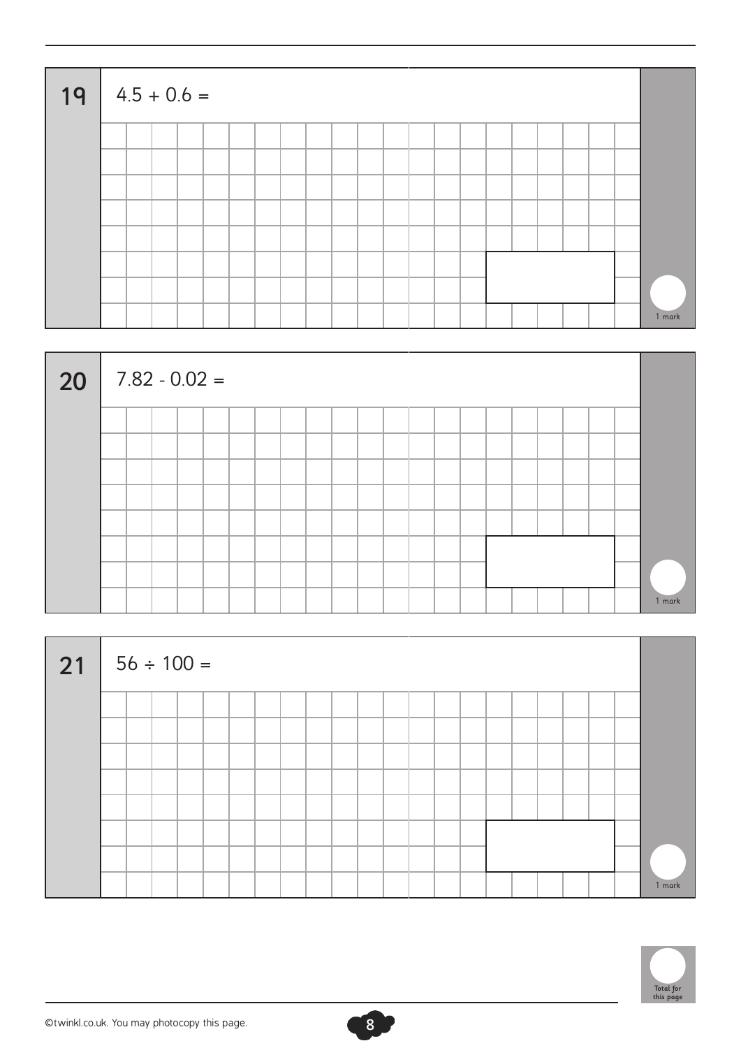**19** $4.5 + 0.6 =$

1 mark

**20** $7.82 - 0.02 =$

1 mark

**21** $56 \div 100 =$

1 mark

Total for this page

©twinkl.co.uk. You may photocopy this page.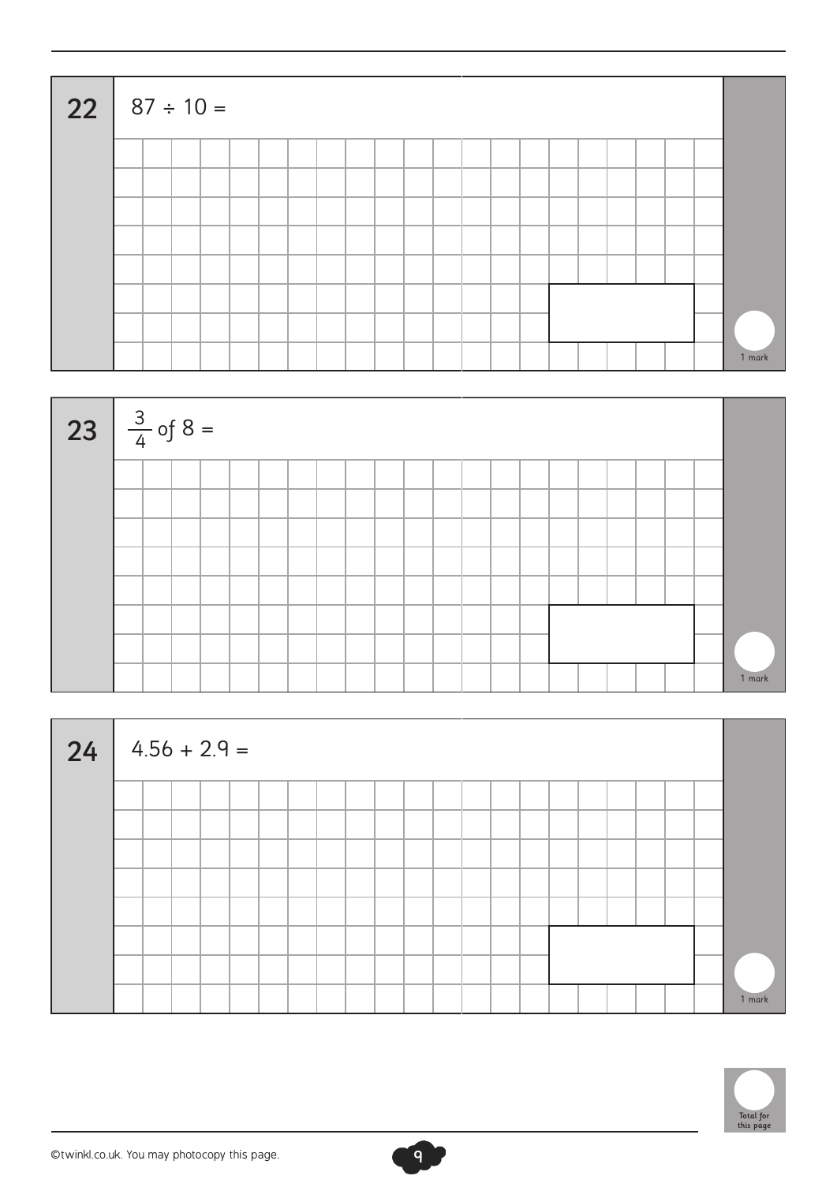**22** $87 \div 10 =$

1 mark

**23** $\frac{3}{4}$ of $8 =$

1 mark

**24** $4.56 + 2.9 =$

1 mark

Total for this page

©twinkl.co.uk. You may photocopy this page.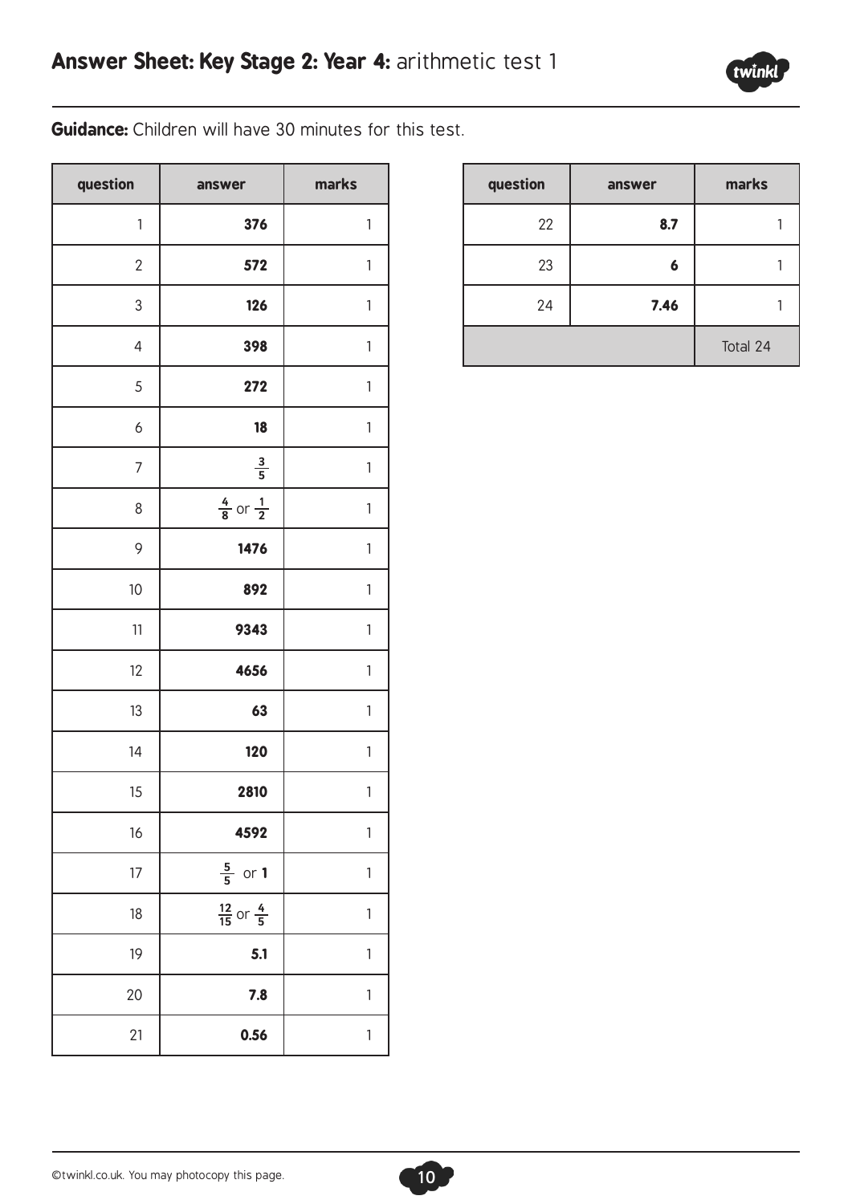# **Answer Sheet: Key Stage 2: Year 4:** arithmetic test 1

**Guidance:** Children will have 30 minutes for this test.

| question | answer | marks |
|---|---|---|
| 1 | **376** | 1 |
| 2 | **572** | 1 |
| 3 | **126** | 1 |
| 4 | **398** | 1 |
| 5 | **272** | 1 |
| 6 | **18** | 1 |
| 7 | $\frac{3}{5}$ | 1 |
| 8 | $\frac{4}{8}$ or $\frac{1}{2}$ | 1 |
| 9 | **1476** | 1 |
| 10 | **892** | 1 |
| 11 | **9343** | 1 |
| 12 | **4656** | 1 |
| 13 | **63** | 1 |
| 14 | **120** | 1 |
| 15 | **2810** | 1 |
| 16 | **4592** | 1 |
| 17 | $\frac{5}{5}$ or **1** | 1 |
| 18 | $\frac{12}{15}$ or $\frac{4}{5}$ | 1 |
| 19 | **5.1** | 1 |
| 20 | **7.8** | 1 |
| 21 | **0.56** | 1 |
| 22 | **8.7** | 1 |
| 23 | **6** | 1 |
| 24 | **7.46** | 1 |
| | | Total 24 |

©twinkl.co.uk. You may photocopy this page.